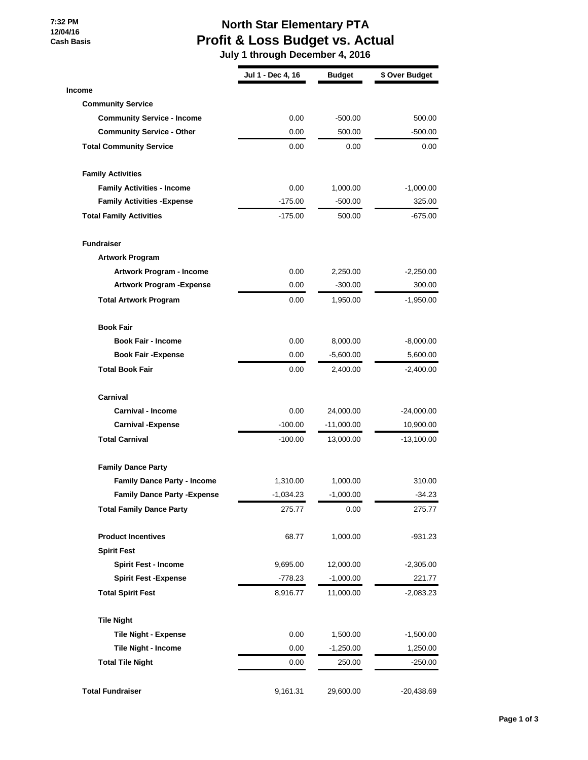7:32 PM
12/04/16
Cash Basis

# North Star Elementary PTA
## Profit & Loss Budget vs. Actual
### July 1 through December 4, 2016

| | Jul 1 - Dec 4, 16 | Budget | $ Over Budget |
|---|---|---|---|
| **Income** | | | |
| **Community Service** | | | |
| **Community Service - Income** | 0.00 | -500.00 | 500.00 |
| **Community Service - Other** | 0.00 | 500.00 | -500.00 |
| **Total Community Service** | 0.00 | 0.00 | 0.00 |
| **Family Activities** | | | |
| **Family Activities - Income** | 0.00 | 1,000.00 | -1,000.00 |
| **Family Activities -Expense** | -175.00 | -500.00 | 325.00 |
| **Total Family Activities** | -175.00 | 500.00 | -675.00 |
| **Fundraiser** | | | |
| **Artwork Program** | | | |
| **Artwork Program - Income** | 0.00 | 2,250.00 | -2,250.00 |
| **Artwork Program -Expense** | 0.00 | -300.00 | 300.00 |
| **Total Artwork Program** | 0.00 | 1,950.00 | -1,950.00 |
| **Book Fair** | | | |
| **Book Fair - Income** | 0.00 | 8,000.00 | -8,000.00 |
| **Book Fair -Expense** | 0.00 | -5,600.00 | 5,600.00 |
| **Total Book Fair** | 0.00 | 2,400.00 | -2,400.00 |
| **Carnival** | | | |
| **Carnival - Income** | 0.00 | 24,000.00 | -24,000.00 |
| **Carnival -Expense** | -100.00 | -11,000.00 | 10,900.00 |
| **Total Carnival** | -100.00 | 13,000.00 | -13,100.00 |
| **Family Dance Party** | | | |
| **Family Dance Party - Income** | 1,310.00 | 1,000.00 | 310.00 |
| **Family Dance Party -Expense** | -1,034.23 | -1,000.00 | -34.23 |
| **Total Family Dance Party** | 275.77 | 0.00 | 275.77 |
| **Product Incentives** | 68.77 | 1,000.00 | -931.23 |
| **Spirit Fest** | | | |
| **Spirit Fest - Income** | 9,695.00 | 12,000.00 | -2,305.00 |
| **Spirit Fest -Expense** | -778.23 | -1,000.00 | 221.77 |
| **Total Spirit Fest** | 8,916.77 | 11,000.00 | -2,083.23 |
| **Tile Night** | | | |
| **Tile Night - Expense** | 0.00 | 1,500.00 | -1,500.00 |
| **Tile Night - Income** | 0.00 | -1,250.00 | 1,250.00 |
| **Total Tile Night** | 0.00 | 250.00 | -250.00 |
| **Total Fundraiser** | 9,161.31 | 29,600.00 | -20,438.69 |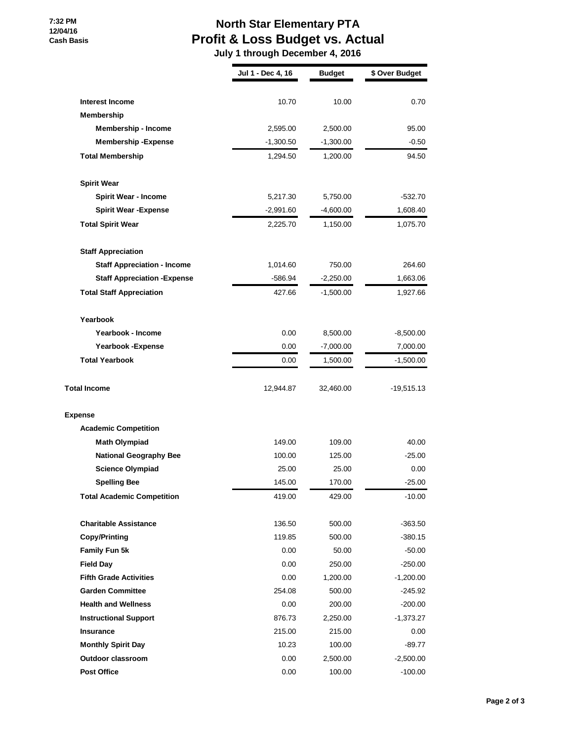7:32 PM
12/04/16
Cash Basis

# North Star Elementary PTA
## Profit & Loss Budget vs. Actual
### July 1 through December 4, 2016

| | Jul 1 - Dec 4, 16 | Budget | $ Over Budget |
|---|---|---|---|
| **Interest Income** | 10.70 | 10.00 | 0.70 |
| **Membership** | | | |
| **Membership - Income** | 2,595.00 | 2,500.00 | 95.00 |
| **Membership -Expense** | -1,300.50 | -1,300.00 | -0.50 |
| **Total Membership** | 1,294.50 | 1,200.00 | 94.50 |
| **Spirit Wear** | | | |
| **Spirit Wear - Income** | 5,217.30 | 5,750.00 | -532.70 |
| **Spirit Wear -Expense** | -2,991.60 | -4,600.00 | 1,608.40 |
| **Total Spirit Wear** | 2,225.70 | 1,150.00 | 1,075.70 |
| **Staff Appreciation** | | | |
| **Staff Appreciation - Income** | 1,014.60 | 750.00 | 264.60 |
| **Staff Appreciation -Expense** | -586.94 | -2,250.00 | 1,663.06 |
| **Total Staff Appreciation** | 427.66 | -1,500.00 | 1,927.66 |
| **Yearbook** | | | |
| **Yearbook - Income** | 0.00 | 8,500.00 | -8,500.00 |
| **Yearbook -Expense** | 0.00 | -7,000.00 | 7,000.00 |
| **Total Yearbook** | 0.00 | 1,500.00 | -1,500.00 |
| **Total Income** | 12,944.87 | 32,460.00 | -19,515.13 |
| **Expense** | | | |
| **Academic Competition** | | | |
| **Math Olympiad** | 149.00 | 109.00 | 40.00 |
| **National Geography Bee** | 100.00 | 125.00 | -25.00 |
| **Science Olympiad** | 25.00 | 25.00 | 0.00 |
| **Spelling Bee** | 145.00 | 170.00 | -25.00 |
| **Total Academic Competition** | 419.00 | 429.00 | -10.00 |
| **Charitable Assistance** | 136.50 | 500.00 | -363.50 |
| **Copy/Printing** | 119.85 | 500.00 | -380.15 |
| **Family Fun 5k** | 0.00 | 50.00 | -50.00 |
| **Field Day** | 0.00 | 250.00 | -250.00 |
| **Fifth Grade Activities** | 0.00 | 1,200.00 | -1,200.00 |
| **Garden Committee** | 254.08 | 500.00 | -245.92 |
| **Health and Wellness** | 0.00 | 200.00 | -200.00 |
| **Instructional Support** | 876.73 | 2,250.00 | -1,373.27 |
| **Insurance** | 215.00 | 215.00 | 0.00 |
| **Monthly Spirit Day** | 10.23 | 100.00 | -89.77 |
| **Outdoor classroom** | 0.00 | 2,500.00 | -2,500.00 |
| **Post Office** | 0.00 | 100.00 | -100.00 |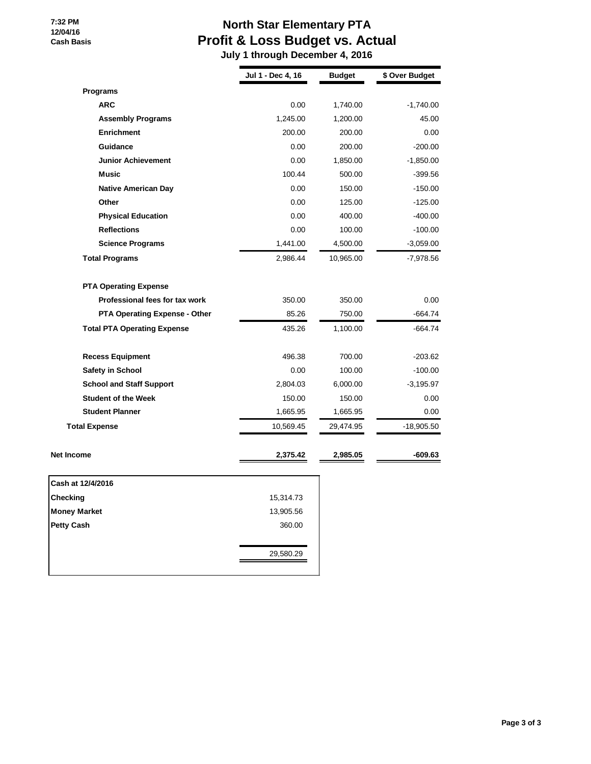7:32 PM
12/04/16
Cash Basis

# North Star Elementary PTA
## Profit & Loss Budget vs. Actual
### July 1 through December 4, 2016

| | Jul 1 - Dec 4, 16 | Budget | $ Over Budget |
|---|---|---|---|
| **Programs** | | | |
| **ARC** | 0.00 | 1,740.00 | -1,740.00 |
| **Assembly Programs** | 1,245.00 | 1,200.00 | 45.00 |
| **Enrichment** | 200.00 | 200.00 | 0.00 |
| **Guidance** | 0.00 | 200.00 | -200.00 |
| **Junior Achievement** | 0.00 | 1,850.00 | -1,850.00 |
| **Music** | 100.44 | 500.00 | -399.56 |
| **Native American Day** | 0.00 | 150.00 | -150.00 |
| **Other** | 0.00 | 125.00 | -125.00 |
| **Physical Education** | 0.00 | 400.00 | -400.00 |
| **Reflections** | 0.00 | 100.00 | -100.00 |
| **Science Programs** | 1,441.00 | 4,500.00 | -3,059.00 |
| **Total Programs** | 2,986.44 | 10,965.00 | -7,978.56 |
| **PTA Operating Expense** | | | |
| **Professional fees for tax work** | 350.00 | 350.00 | 0.00 |
| **PTA Operating Expense - Other** | 85.26 | 750.00 | -664.74 |
| **Total PTA Operating Expense** | 435.26 | 1,100.00 | -664.74 |
| **Recess Equipment** | 496.38 | 700.00 | -203.62 |
| **Safety in School** | 0.00 | 100.00 | -100.00 |
| **School and Staff Support** | 2,804.03 | 6,000.00 | -3,195.97 |
| **Student of the Week** | 150.00 | 150.00 | 0.00 |
| **Student Planner** | 1,665.95 | 1,665.95 | 0.00 |
| **Total Expense** | 10,569.45 | 29,474.95 | -18,905.50 |
| **Net Income** | **2,375.42** | **2,985.05** | **-609.63** |

| | |
|---|---|
| **Cash at 12/4/2016** | |
| **Checking** | 15,314.73 |
| **Money Market** | 13,905.56 |
| **Petty Cash** | 360.00 |
| | 29,580.29 |